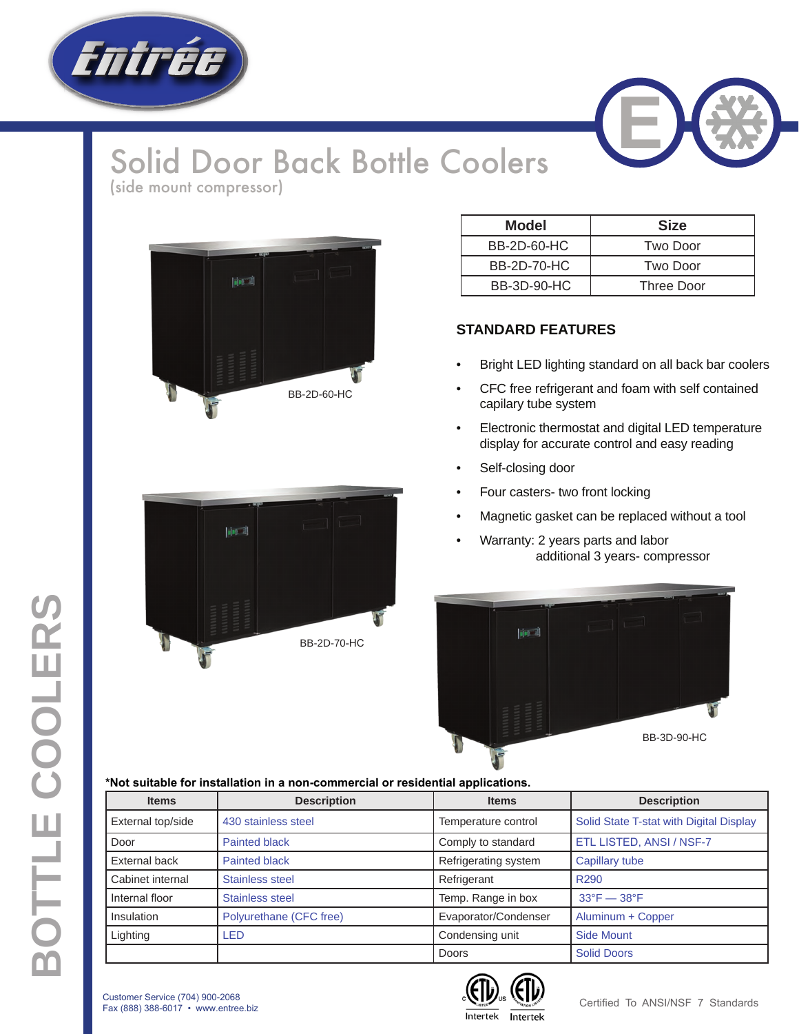# Solid Door Back Bottle Coolers

(side mount compressor)

| Model | Size |
|---|---|
| BB-2D-60-HC | Two Door |
| BB-2D-70-HC | Two Door |
| BB-3D-90-HC | Three Door |

BB-2D-60-HC

BB-2D-70-HC

BB-3D-90-HC

## STANDARD FEATURES

- Bright LED lighting standard on all back bar coolers
- CFC free refrigerant and foam with self contained capilary tube system
- Electronic thermostat and digital LED temperature display for accurate control and easy reading
- Self-closing door
- Four casters- two front locking
- Magnetic gasket can be replaced without a tool
- Warranty: 2 years parts and labor
  additional 3 years- compressor

**\*Not suitable for installation in a non-commercial or residential applications.**

| Items | Description | Items | Description |
|---|---|---|---|
| External top/side | 430 stainless steel | Temperature control | Solid State T-stat with Digital Display |
| Door | Painted black | Comply to standard | ETL LISTED, ANSI / NSF-7 |
| External back | Painted black | Refrigerating system | Capillary tube |
| Cabinet internal | Stainless steel | Refrigerant | R290 |
| Internal floor | Stainless steel | Temp. Range in box | 33°F — 38°F |
| Insulation | Polyurethane (CFC free) | Evaporator/Condenser | Aluminum + Copper |
| Lighting | LED | Condensing unit | Side Mount |
| | | Doors | Solid Doors |

Customer Service (704) 900-2068
Fax (888) 388-6017 • www.entree.biz

Intertek Intertek

Certified To ANSI/NSF 7 Standards

BOTTLE COOLERS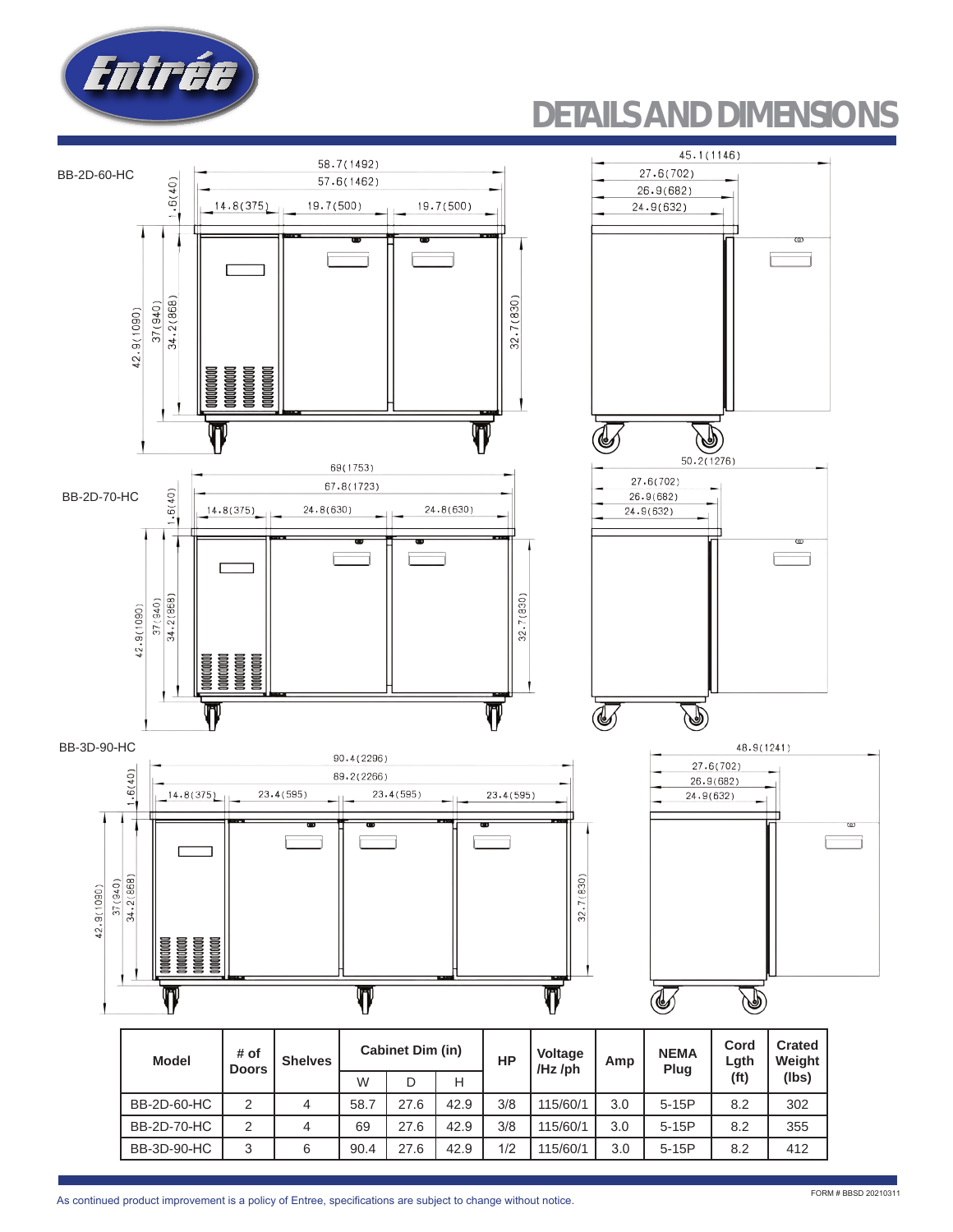# DETAILS AND DIMENSIONS

BB-2D-60-HC

58.7(1492)
57.6(1462)
1.6(40)
14.8(375)
19.7(500)
19.7(500)
42.9(1090)
37(940)
34.2(868)
32.7(830)
45.1(1146)
27.6(702)
26.9(682)
24.9(632)

BB-2D-70-HC

69(1753)
67.8(1723)
1.6(40)
14.8(375)
24.8(630)
24.8(630)
42.9(1090)
37(940)
34.2(868)
32.7(830)
50.2(1276)
27.6(702)
26.9(682)
24.9(632)

BB-3D-90-HC

90.4(2296)
89.2(2266)
1.6(40)
14.8(375)
23.4(595)
23.4(595)
23.4(595)
42.9(1090)
37(940)
34.2(868)
32.7(830)
48.9(1241)
27.6(702)
26.9(682)
24.9(632)

| Model | # of Doors | Shelves | Cabinet Dim (in) | | | HP | Voltage /Hz /ph | Amp | NEMA Plug | Cord Lgth (ft) | Crated Weight (lbs) |
|---|---|---|---|---|---|---|---|---|---|---|---|
| | | | W | D | H | | | | | | |
| BB-2D-60-HC | 2 | 4 | 58.7 | 27.6 | 42.9 | 3/8 | 115/60/1 | 3.0 | 5-15P | 8.2 | 302 |
| BB-2D-70-HC | 2 | 4 | 69 | 27.6 | 42.9 | 3/8 | 115/60/1 | 3.0 | 5-15P | 8.2 | 355 |
| BB-3D-90-HC | 3 | 6 | 90.4 | 27.6 | 42.9 | 1/2 | 115/60/1 | 3.0 | 5-15P | 8.2 | 412 |

As continued product improvement is a policy of Entree, specifications are subject to change without notice.

FORM # BBSD 20210311